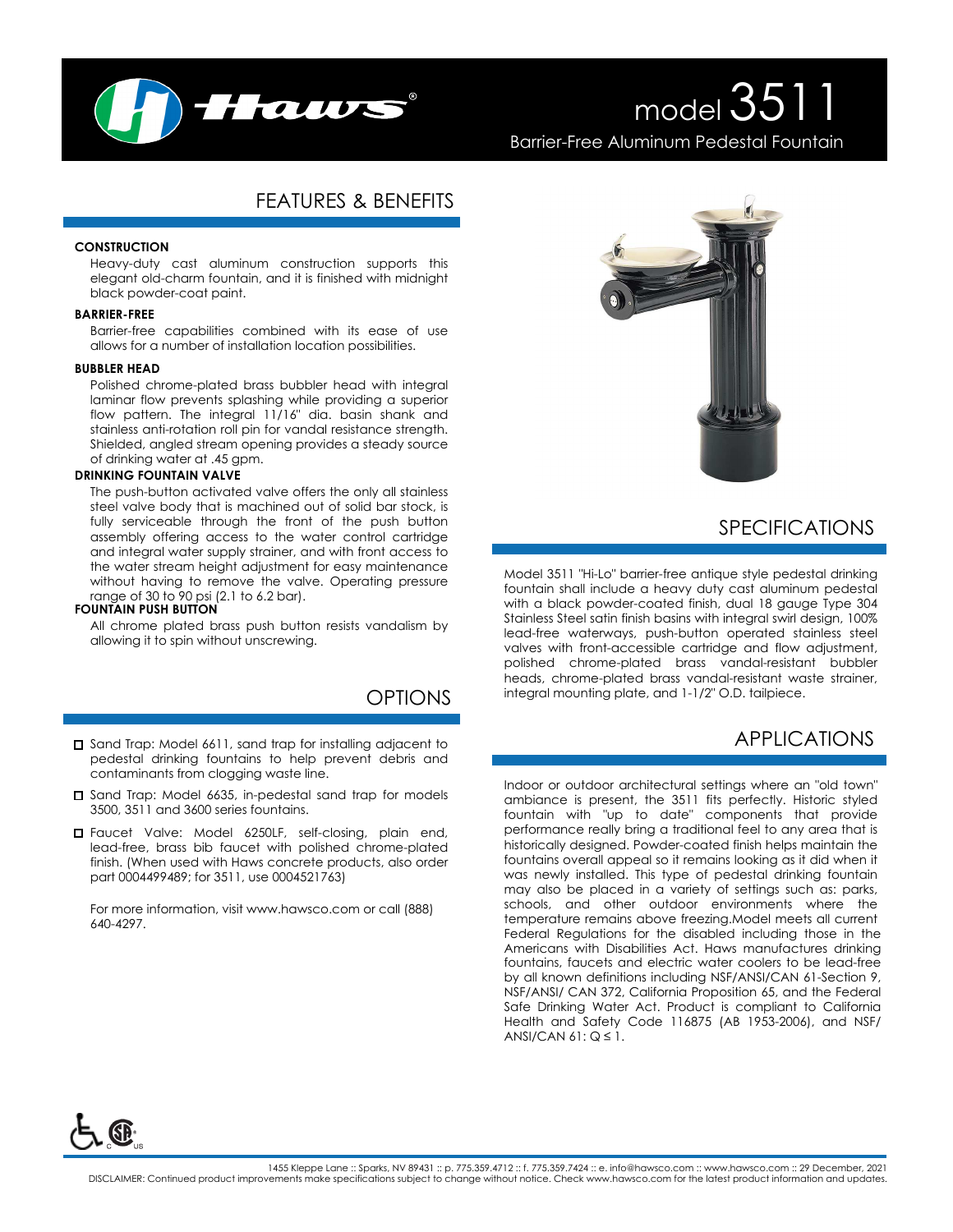# model 3511

Barrier-Free Aluminum Pedestal Fountain

## FEATURES & BENEFITS

**CONSTRUCTION**

Heavy-duty cast aluminum construction supports this elegant old-charm fountain, and it is finished with midnight black powder-coat paint.

**BARRIER-FREE**

Barrier-free capabilities combined with its ease of use allows for a number of installation location possibilities.

**BUBBLER HEAD**

Polished chrome-plated brass bubbler head with integral laminar flow prevents splashing while providing a superior flow pattern. The integral 11/16" dia. basin shank and stainless anti-rotation roll pin for vandal resistance strength. Shielded, angled stream opening provides a steady source of drinking water at .45 gpm.

**DRINKING FOUNTAIN VALVE**

The push-button activated valve offers the only all stainless steel valve body that is machined out of solid bar stock, is fully serviceable through the front of the push button assembly offering access to the water control cartridge and integral water supply strainer, and with front access to the water stream height adjustment for easy maintenance without having to remove the valve. Operating pressure range of 30 to 90 psi (2.1 to 6.2 bar).

**FOUNTAIN PUSH BUTTON**

All chrome plated brass push button resists vandalism by allowing it to spin without unscrewing.

## OPTIONS

- ☐ Sand Trap: Model 6611, sand trap for installing adjacent to pedestal drinking fountains to help prevent debris and contaminants from clogging waste line.
- ☐ Sand Trap: Model 6635, in-pedestal sand trap for models 3500, 3511 and 3600 series fountains.
- ☐ Faucet Valve: Model 6250LF, self-closing, plain end, lead-free, brass bib faucet with polished chrome-plated finish. (When used with Haws concrete products, also order part 0004499489; for 3511, use 0004521763)

For more information, visit www.hawsco.com or call (888) 640-4297.

## SPECIFICATIONS

Model 3511 "Hi-Lo" barrier-free antique style pedestal drinking fountain shall include a heavy duty cast aluminum pedestal with a black powder-coated finish, dual 18 gauge Type 304 Stainless Steel satin finish basins with integral swirl design, 100% lead-free waterways, push-button operated stainless steel valves with front-accessible cartridge and flow adjustment, polished chrome-plated brass vandal-resistant bubbler heads, chrome-plated brass vandal-resistant waste strainer, integral mounting plate, and 1-1/2" O.D. tailpiece.

## APPLICATIONS

Indoor or outdoor architectural settings where an "old town" ambiance is present, the 3511 fits perfectly. Historic styled fountain with "up to date" components that provide performance really bring a traditional feel to any area that is historically designed. Powder-coated finish helps maintain the fountains overall appeal so it remains looking as it did when it was newly installed. This type of pedestal drinking fountain may also be placed in a variety of settings such as: parks, schools, and other outdoor environments where the temperature remains above freezing.Model meets all current Federal Regulations for the disabled including those in the Americans with Disabilities Act. Haws manufactures drinking fountains, faucets and electric water coolers to be lead-free by all known definitions including NSF/ANSI/CAN 61-Section 9, NSF/ANSI/ CAN 372, California Proposition 65, and the Federal Safe Drinking Water Act. Product is compliant to California Health and Safety Code 116875 (AB 1953-2006), and NSF/ ANSI/CAN 61: Q ≤ 1.

1455 Kleppe Lane :: Sparks, NV 89431 :: p. 775.359.4712 :: f. 775.359.7424 :: e. info@hawsco.com :: www.hawsco.com :: 29 December, 2021

DISCLAIMER: Continued product improvements make specifications subject to change without notice. Check www.hawsco.com for the latest product information and updates.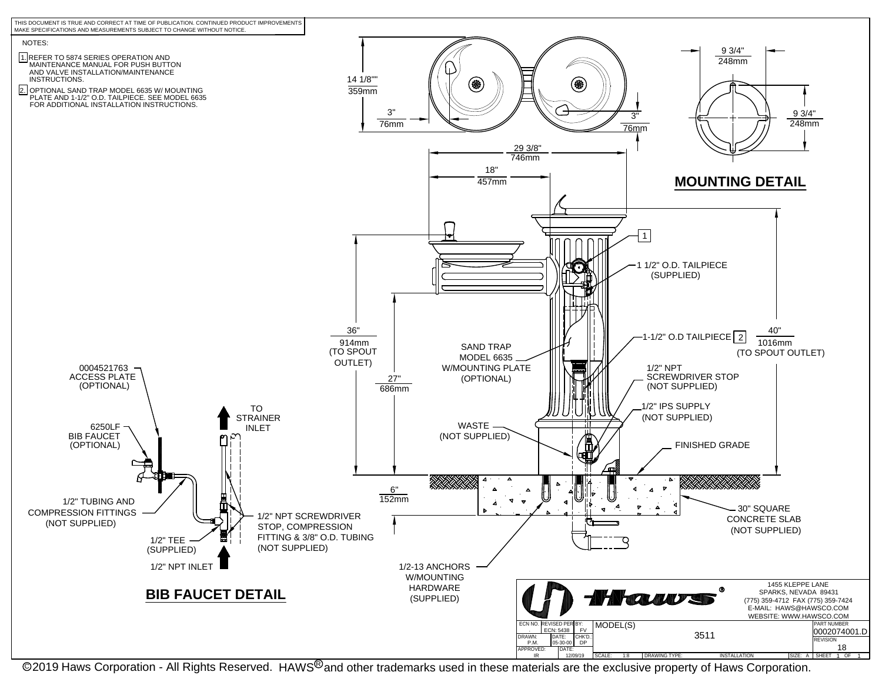THIS DOCUMENT IS TRUE AND CORRECT AT TIME OF PUBLICATION. CONTINUED PRODUCT IMPROVEMENTS MAKE SPECIFICATIONS AND MEASUREMENTS SUBJECT TO CHANGE WITHOUT NOTICE.

NOTES:

1. REFER TO 5874 SERIES OPERATION AND MAINTENANCE MANUAL FOR PUSH BUTTON AND VALVE INSTALLATION/MAINTENANCE INSTRUCTIONS.
2. OPTIONAL SAND TRAP MODEL 6635 W/ MOUNTING PLATE AND 1-1/2" O.D. TAILPIECE. SEE MODEL 6635 FOR ADDITIONAL INSTALLATION INSTRUCTIONS.

14 1/8""
359mm

3"
76mm

3"
76mm

29 3/8"
746mm

18"
457mm

9 3/4"
248mm

9 3/4"
248mm

## MOUNTING DETAIL

1

1 1/2" O.D. TAILPIECE (SUPPLIED)

36"
914mm
(TO SPOUT OUTLET)

27"
686mm

SAND TRAP MODEL 6635 W/MOUNTING PLATE (OPTIONAL)

1-1/2" O.D TAILPIECE 2

40"
1016mm
(TO SPOUT OUTLET)

1/2" NPT SCREWDRIVER STOP (NOT SUPPLIED)

1/2" IPS SUPPLY (NOT SUPPLIED)

WASTE (NOT SUPPLIED)

FINISHED GRADE

0004521763 ACCESS PLATE (OPTIONAL)

6250LF BIB FAUCET (OPTIONAL)

TO STRAINER INLET

6"
152mm

30" SQUARE CONCRETE SLAB (NOT SUPPLIED)

1/2" TUBING AND COMPRESSION FITTINGS (NOT SUPPLIED)

1/2" NPT SCREWDRIVER STOP, COMPRESSION FITTING & 3/8" O.D. TUBING (NOT SUPPLIED)

1/2" TEE (SUPPLIED)

1/2" NPT INLET

1/2-13 ANCHORS W/MOUNTING HARDWARE (SUPPLIED)

## BIB FAUCET DETAIL

Haws®

1455 KLEPPE LANE
SPARKS, NEVADA 89431
(775) 359-4712 FAX (775) 359-7424
E-MAIL: HAWS@HAWSCO.COM
WEBSITE: WWW.HAWSCO.COM

| | | | | | |
|---|---|---|---|---|---|
| ECN NO. . | REVISED PER ECN: 5438 | BY: FV | MODEL(S) | 3511 | PART NUMBER 0002074001.D |
| DRAWN: P.M. | DATE: 05-30-00 | CHK'D.: DP | | | REVISION 18 |
| APPROVED: IR | DATE: 12/09/19 | | SCALE: 1:8 | DRAWING TYPE: INSTALLATION | SIZE: A SHEET 1 OF 1 |

©2019 Haws Corporation - All Rights Reserved. HAWS® and other trademarks used in these materials are the exclusive property of Haws Corporation.